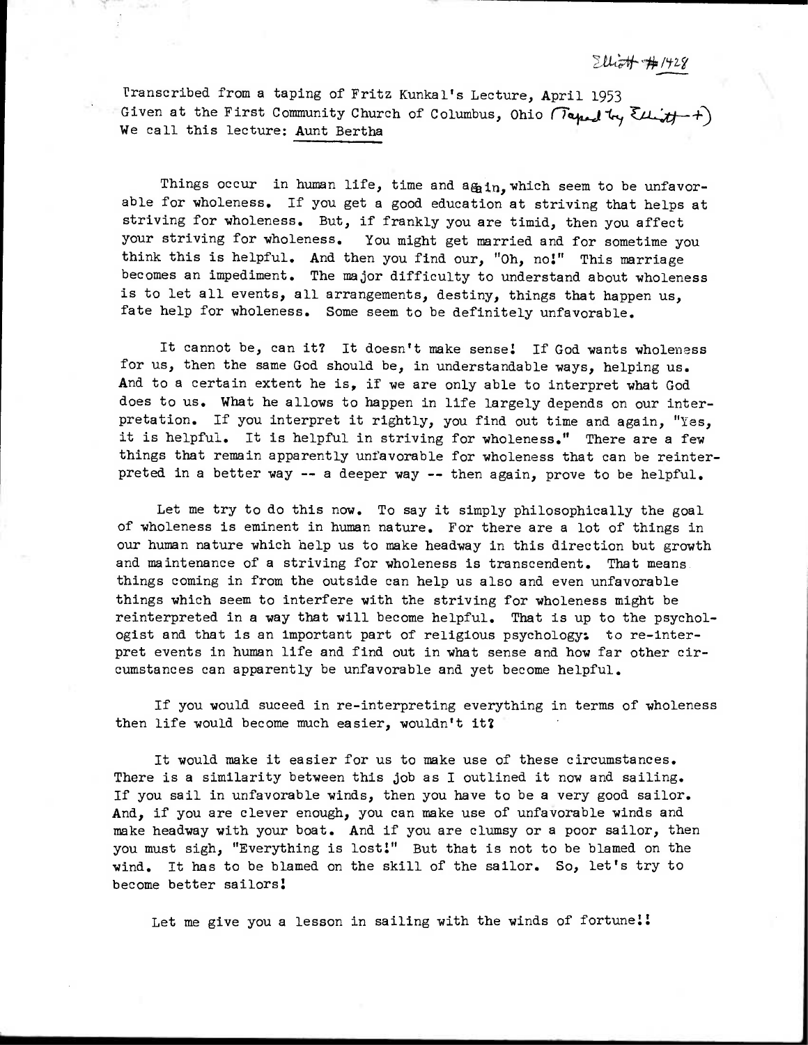Elliott #1428

Transcribed from a taping of Fritz Kunkal's Lecture, April 1953
Given at the First Community Church of Columbus, Ohio (Taped by Elliott)
We call this lecture: Aunt Bertha

Things occur in human life, time and again, which seem to be unfavorable for wholeness. If you get a good education at striving that helps at striving for wholeness. But, if frankly you are timid, then you affect your striving for wholeness. You might get married and for sometime you think this is helpful. And then you find our, "Oh, no!" This marriage becomes an impediment. The major difficulty to understand about wholeness is to let all events, all arrangements, destiny, things that happen us, fate help for wholeness. Some seem to be definitely unfavorable.

It cannot be, can it? It doesn't make sense! If God wants wholeness for us, then the same God should be, in understandable ways, helping us. And to a certain extent he is, if we are only able to interpret what God does to us. What he allows to happen in life largely depends on our interpretation. If you interpret it rightly, you find out time and again, "Yes, it is helpful. It is helpful in striving for wholeness." There are a few things that remain apparently unfavorable for wholeness that can be reinterpreted in a better way -- a deeper way -- then again, prove to be helpful.

Let me try to do this now. To say it simply philosophically the goal of wholeness is eminent in human nature. For there are a lot of things in our human nature which help us to make headway in this direction but growth and maintenance of a striving for wholeness is transcendent. That means things coming in from the outside can help us also and even unfavorable things which seem to interfere with the striving for wholeness might be reinterpreted in a way that will become helpful. That is up to the psychologist and that is an important part of religious psychology: to re-interpret events in human life and find out in what sense and how far other circumstances can apparently be unfavorable and yet become helpful.

If you would suceed in re-interpreting everything in terms of wholeness then life would become much easier, wouldn't it?

It would make it easier for us to make use of these circumstances. There is a similarity between this job as I outlined it now and sailing. If you sail in unfavorable winds, then you have to be a very good sailor. And, if you are clever enough, you can make use of unfavorable winds and make headway with your boat. And if you are clumsy or a poor sailor, then you must sigh, "Everything is lost!" But that is not to be blamed on the wind. It has to be blamed on the skill of the sailor. So, let's try to become better sailors!

Let me give you a lesson in sailing with the winds of fortune!!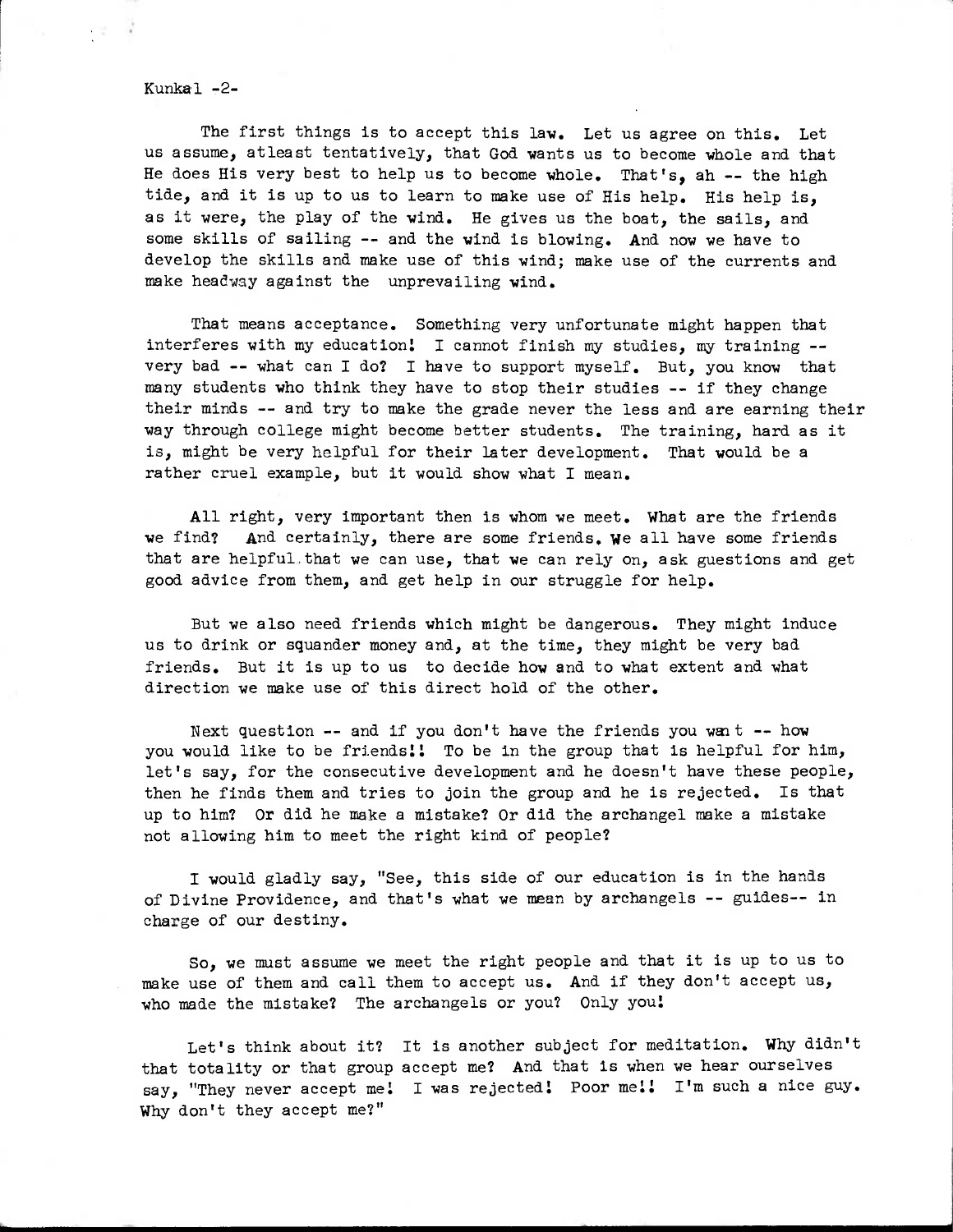The first things is to accept this law. Let us agree on this. Let us assume, atleast tentatively, that God wants us to become whole and that He does His very best to help us to become whole. That's, ah -- the high tide, and it is up to us to learn to make use of His help. His help is, as it were, the play of the wind. He gives us the boat, the sails, and some skills of sailing -- and the wind is blowing. And now we have to develop the skills and make use of this wind; make use of the currents and make headway against the unprevailing wind.

That means acceptance. Something very unfortunate might happen that interferes with my education! I cannot finish my studies, my training -- very bad -- what can I do? I have to support myself. But, you know that many students who think they have to stop their studies -- if they change their minds -- and try to make the grade never the less and are earning their way through college might become better students. The training, hard as it is, might be very helpful for their later development. That would be a rather cruel example, but it would show what I mean.

All right, very important then is whom we meet. What are the friends we find? And certainly, there are some friends. We all have some friends that are helpful that we can use, that we can rely on, ask guestions and get good advice from them, and get help in our struggle for help.

But we also need friends which might be dangerous. They might induce us to drink or squander money and, at the time, they might be very bad friends. But it is up to us to decide how and to what extent and what direction we make use of this direct hold of the other.

Next question -- and if you don't have the friends you want -- how you would like to be friends!! To be in the group that is helpful for him, let's say, for the consecutive development and he doesn't have these people, then he finds them and tries to join the group and he is rejected. Is that up to him? Or did he make a mistake? Or did the archangel make a mistake not allowing him to meet the right kind of people?

I would gladly say, "See, this side of our education is in the hands of Divine Providence, and that's what we mean by archangels -- guides-- in charge of our destiny.

So, we must assume we meet the right people and that it is up to us to make use of them and call them to accept us. And if they don't accept us, who made the mistake? The archangels or you? Only you!

Let's think about it? It is another subject for meditation. Why didn't that totality or that group accept me? And that is when we hear ourselves say, "They never accept me! I was rejected! Poor me!! I'm such a nice guy. Why don't they accept me?"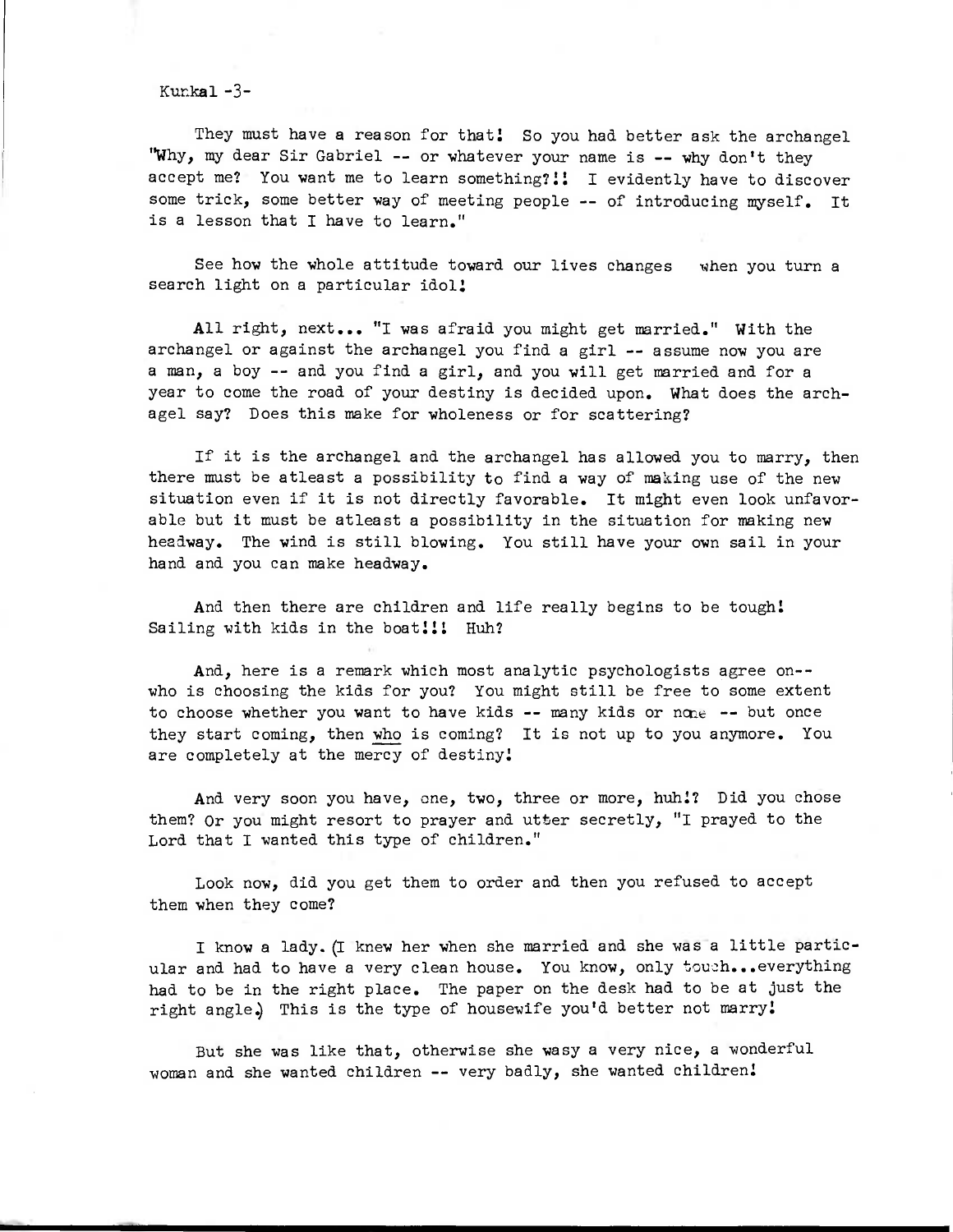They must have a reason for that! So you had better ask the archangel "Why, my dear Sir Gabriel -- or whatever your name is -- why don't they accept me? You want me to learn something?!! I evidently have to discover some trick, some better way of meeting people -- of introducing myself. It is a lesson that I have to learn."

See how the whole attitude toward our lives changes when you turn a search light on a particular idol!

All right, next... "I was afraid you might get married." With the archangel or against the archangel you find a girl -- assume now you are a man, a boy -- and you find a girl, and you will get married and for a year to come the road of your destiny is decided upon. What does the archagel say? Does this make for wholeness or for scattering?

If it is the archangel and the archangel has allowed you to marry, then there must be atleast a possibility to find a way of making use of the new situation even if it is not directly favorable. It might even look unfavorable but it must be atleast a possibility in the situation for making new headway. The wind is still blowing. You still have your own sail in your hand and you can make headway.

And then there are children and life really begins to be tough! Sailing with kids in the boat!!! Huh?

And, here is a remark which most analytic psychologists agree on-- who is choosing the kids for you? You might still be free to some extent to choose whether you want to have kids -- many kids or none -- but once they start coming, then <u>who</u> is coming? It is not up to you anymore. You are completely at the mercy of destiny!

And very soon you have, one, two, three or more, huh!? Did you chose them? Or you might resort to prayer and utter secretly, "I prayed to the Lord that I wanted this type of children."

Look now, did you get them to order and then you refused to accept them when they come?

I know a lady. (I knew her when she married and she was a little particular and had to have a very clean house. You know, only touch...everything had to be in the right place. The paper on the desk had to be at just the right angle.) This is the type of housewife you'd better not marry!

But she was like that, otherwise she wasy a very nice, a wonderful woman and she wanted children -- very badly, she wanted children!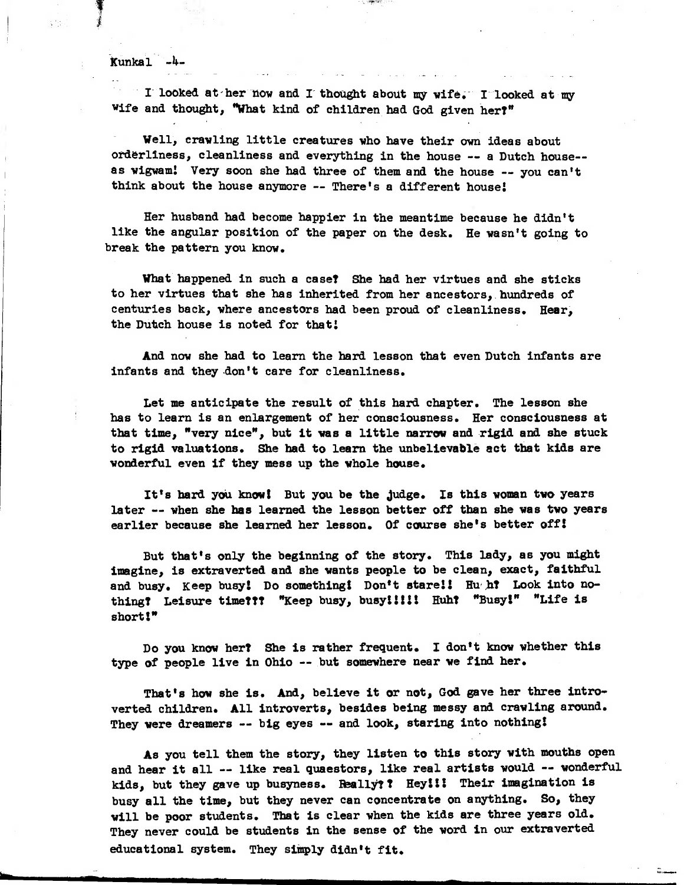I looked at her now and I thought about my wife. I looked at my wife and thought, "What kind of children had God given her?"

Well, crawling little creatures who have their own ideas about orderliness, cleanliness and everything in the house -- a Dutch house-- as wigwam! Very soon she had three of them and the house -- you can't think about the house anymore -- There's a different house!

Her husband had become happier in the meantime because he didn't like the angular position of the paper on the desk. He wasn't going to break the pattern you know.

What happened in such a case? She had her virtues and she sticks to her virtues that she has inherited from her ancestors, hundreds of centuries back, where ancestors had been proud of cleanliness. Hear, the Dutch house is noted for that!

And now she had to learn the hard lesson that even Dutch infants are infants and they don't care for cleanliness.

Let me anticipate the result of this hard chapter. The lesson she has to learn is an enlargement of her consciousness. Her consciousness at that time, "very nice", but it was a little narrow and rigid and she stuck to rigid valuations. She had to learn the unbelievable act that kids are wonderful even if they mess up the whole house.

It's hard you know! But you be the judge. Is this woman two years later -- when she has learned the lesson better off than she was two years earlier because she learned her lesson. Of course she's better off!

But that's only the beginning of the story. This lady, as you might imagine, is extraverted and she wants people to be clean, exact, faithful and busy. Keep busy! Do something! Don't stare!! Hu h? Look into nothing? Leisure time??? "Keep busy, busy!!!!! Huh? "Busy!" "Life is short!"

Do you know her? She is rather frequent. I don't know whether this type of people live in Ohio -- but somewhere near we find her.

That's how she is. And, believe it or not, God gave her three introverted children. All introverts, besides being messy and crawling around. They were dreamers -- big eyes -- and look, staring into nothing!

As you tell them the story, they listen to this story with mouths open and hear it all -- like real quaestors, like real artists would -- wonderful kids, but they gave up busyness. Really?? Hey!!! Their imagination is busy all the time, but they never can concentrate on anything. So, they will be poor students. That is clear when the kids are three years old. They never could be students in the sense of the word in our extraverted educational system. They simply didn't fit.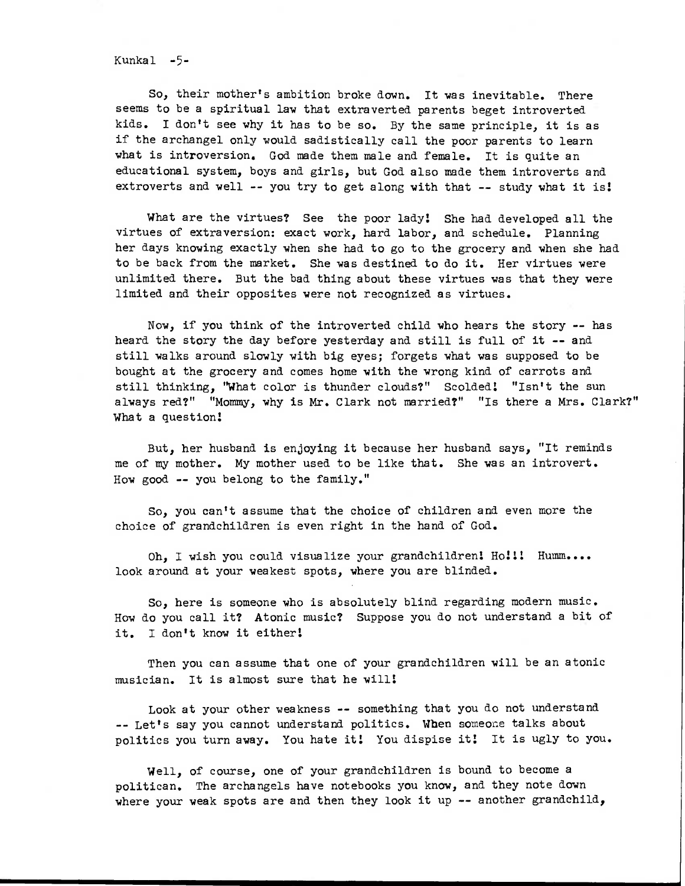So, their mother's ambition broke down. It was inevitable. There seems to be a spiritual law that extraverted parents beget introverted kids. I don't see why it has to be so. By the same principle, it is as if the archangel only would sadistically call the poor parents to learn what is introversion. God made them male and female. It is quite an educational system, boys and girls, but God also made them introverts and extroverts and well -- you try to get along with that -- study what it is!

What are the virtues? See the poor lady! She had developed all the virtues of extraversion: exact work, hard labor, and schedule. Planning her days knowing exactly when she had to go to the grocery and when she had to be back from the market. She was destined to do it. Her virtues were unlimited there. But the bad thing about these virtues was that they were limited and their opposites were not recognized as virtues.

Now, if you think of the introverted child who hears the story -- has heard the story the day before yesterday and still is full of it -- and still walks around slowly with big eyes; forgets what was supposed to be bought at the grocery and comes home with the wrong kind of carrots and still thinking, "What color is thunder clouds?" Scolded! "Isn't the sun always red?" "Mommy, why is Mr. Clark not married?" "Is there a Mrs. Clark?" What a question!

But, her husband is enjoying it because her husband says, "It reminds me of my mother. My mother used to be like that. She was an introvert. How good -- you belong to the family."

So, you can't assume that the choice of children and even more the choice of grandchildren is even right in the hand of God.

Oh, I wish you could visualize your grandchildren! Ho!!! Humm.... look around at your weakest spots, where you are blinded.

So, here is someone who is absolutely blind regarding modern music. How do you call it? Atonic music? Suppose you do not understand a bit of it. I don't know it either!

Then you can assume that one of your grandchildren will be an atonic musician. It is almost sure that he will!

Look at your other weakness -- something that you do not understand -- Let's say you cannot understand politics. When someone talks about politics you turn away. You hate it! You despise it! It is ugly to you.

Well, of course, one of your grandchildren is bound to become a politican. The archangels have notebooks you know, and they note down where your weak spots are and then they look it up -- another grandchild,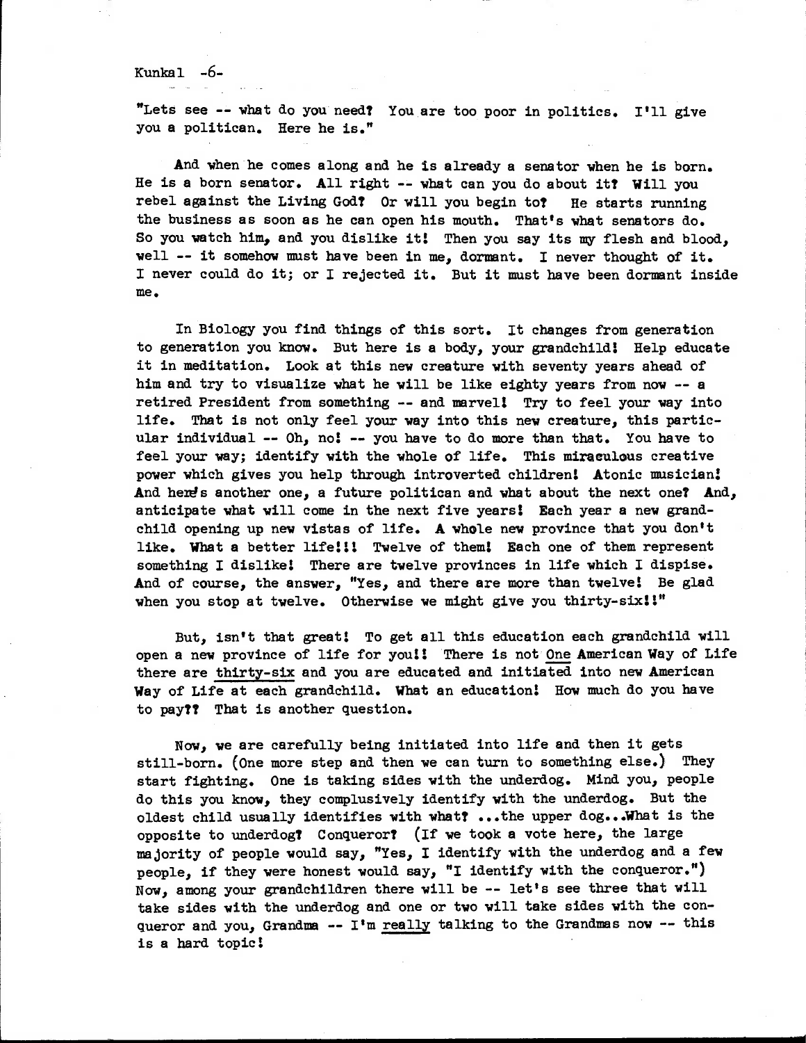"Lets see -- what do you need? You are too poor in politics. I'll give you a politican. Here he is."

And when he comes along and he is already a senator when he is born. He is a born senator. All right -- what can you do about it? Will you rebel against the Living God? Or will you begin to? He starts running the business as soon as he can open his mouth. That's what senators do. So you watch him, and you dislike it! Then you say its my flesh and blood, well -- it somehow must have been in me, dormant. I never thought of it. I never could do it; or I rejected it. But it must have been dormant inside me.

In Biology you find things of this sort. It changes from generation to generation you know. But here is a body, your grandchild! Help educate it in meditation. Look at this new creature with seventy years ahead of him and try to visualize what he will be like eighty years from now -- a retired President from something -- and marvel! Try to feel your way into life. That is not only feel your way into this new creature, this particular individual -- Oh, no! -- you have to do more than that. You have to feel your way; identify with the whole of life. This miraculous creative power which gives you help through introverted children! Atonic musician! And here's another one, a future politican and what about the next one? And, anticipate what will come in the next five years! Each year a new grandchild opening up new vistas of life. A whole new province that you don't like. What a better life!!! Twelve of them! Each one of them represent something I dislike! There are twelve provinces in life which I despise. And of course, the answer, "Yes, and there are more than twelve! Be glad when you stop at twelve. Otherwise we might give you thirty-six!!"

But, isn't that great! To get all this education each grandchild will open a new province of life for you!! There is not <u>One</u> American Way of Life there are <u>thirty-six</u> and you are educated and initiated into new American Way of Life at each grandchild. What an education! How much do you have to pay?? That is another question.

Now, we are carefully being initiated into life and then it gets still-born. (One more step and then we can turn to something else.) They start fighting. One is taking sides with the underdog. Mind you, people do this you know, they complusively identify with the underdog. But the oldest child usually identifies with what? ...the upper dog...What is the opposite to underdog? Conqueror? (If we took a vote here, the large majority of people would say, "Yes, I identify with the underdog and a few people, if they were honest would say, "I identify with the conqueror.") Now, among your grandchildren there will be -- let's see three that will take sides with the underdog and one or two will take sides with the conqueror and you, Grandma -- I'm <u>really</u> talking to the Grandmas now -- this is a hard topic!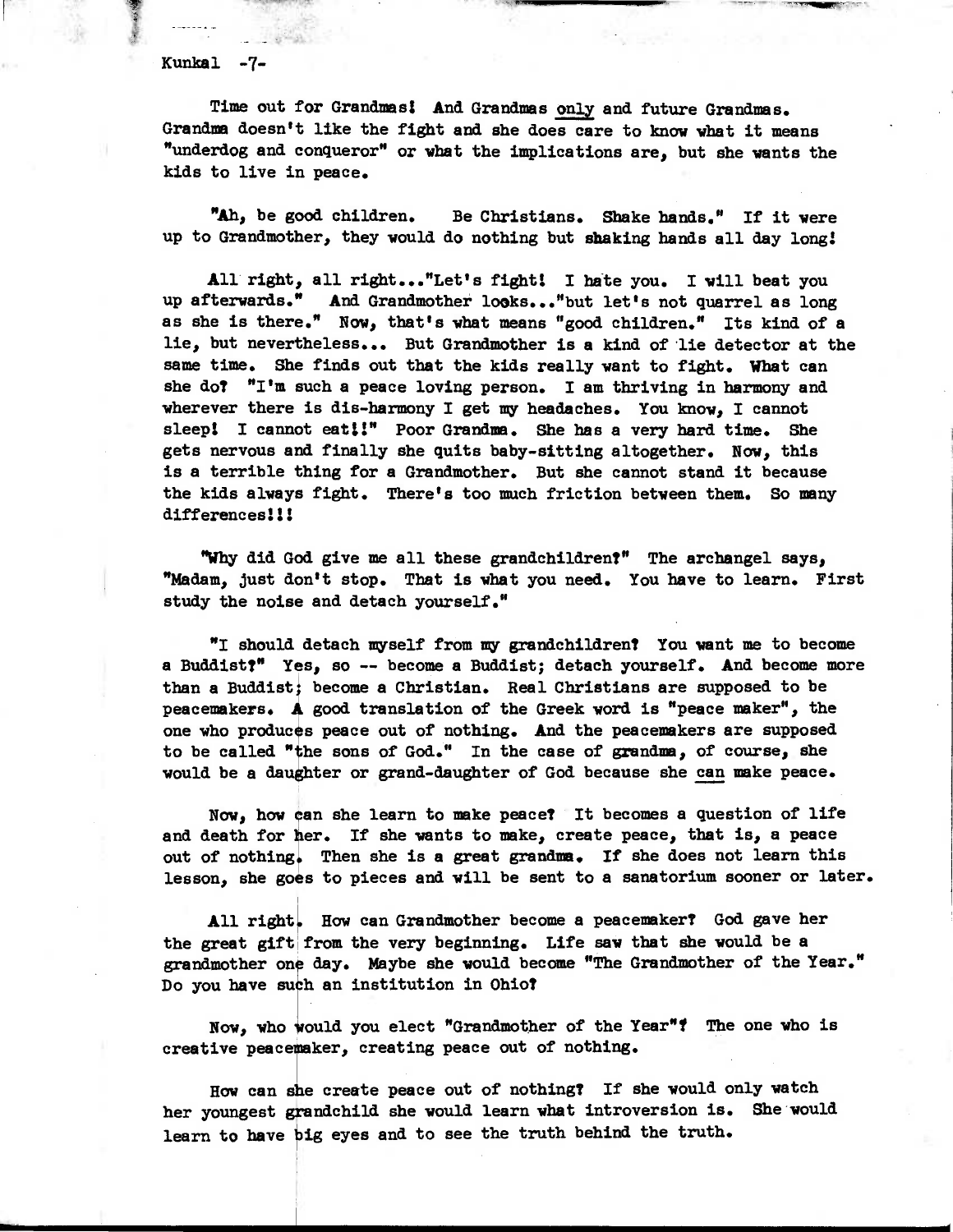Time out for Grandmas! And Grandmas <u>only</u> and future Grandmas. Grandma doesn't like the fight and she does care to know what it means "underdog and conqueror" or what the implications are, but she wants the kids to live in peace.

"Ah, be good children. Be Christians. Shake hands." If it were up to Grandmother, they would do nothing but shaking hands all day long!

All right, all right..."Let's fight! I hate you. I will beat you up afterwards." And Grandmother looks..."but let's not quarrel as long as she is there." Now, that's what means "good children." Its kind of a lie, but nevertheless... But Grandmother is a kind of lie detector at the same time. She finds out that the kids really want to fight. What can she do? "I'm such a peace loving person. I am thriving in harmony and wherever there is dis-harmony I get my headaches. You know, I cannot sleep! I cannot eat!!" Poor Grandma. She has a very hard time. She gets nervous and finally she quits baby-sitting altogether. Now, this is a terrible thing for a Grandmother. But she cannot stand it because the kids always fight. There's too much friction between them. So many differences!!!

"Why did God give me all these grandchildren?" The archangel says, "Madam, just don't stop. That is what you need. You have to learn. First study the noise and detach yourself."

"I should detach myself from my grandchildren? You want me to become a Buddist?" Yes, so -- become a Buddist; detach yourself. And become more than a Buddist; become a Christian. Real Christians are supposed to be peacemakers. A good translation of the Greek word is "peace maker", the one who produces peace out of nothing. And the peacemakers are supposed to be called "the sons of God." In the case of grandma, of course, she would be a daughter or grand-daughter of God because she <u>can</u> make peace.

Now, how can she learn to make peace? It becomes a question of life and death for her. If she wants to make, create peace, that is, a peace out of nothing. Then she is a great grandma. If she does not learn this lesson, she goes to pieces and will be sent to a sanatorium sooner or later.

All right. How can Grandmother become a peacemaker? God gave her the great gift from the very beginning. Life saw that she would be a grandmother one day. Maybe she would become "The Grandmother of the Year." Do you have such an institution in Ohio?

Now, who would you elect "Grandmother of the Year"? The one who is creative peacemaker, creating peace out of nothing.

How can she create peace out of nothing? If she would only watch her youngest grandchild she would learn what introversion is. She would learn to have big eyes and to see the truth behind the truth.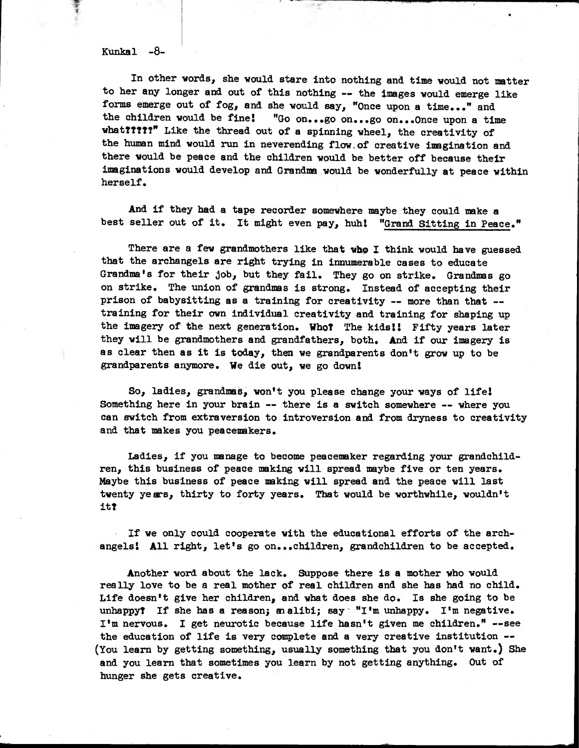In other words, she would stare into nothing and time would not matter to her any longer and out of this nothing -- the images would emerge like forms emerge out of fog, and she would say, "Once upon a time..." and the children would be fine! "Go on...go on...go on...Once upon a time what?????" Like the thread out of a spinning wheel, the creativity of the human mind would run in neverending flow of creative imagination and there would be peace and the children would be better off because their imaginations would develop and Grandma would be wonderfully at peace within herself.

And if they had a tape recorder somewhere maybe they could make a best seller out of it. It might even pay, huh! "Grand Sitting in Peace."

There are a few grandmothers like that who I think would have guessed that the archangels are right trying in innumerable cases to educate Grandma's for their job, but they fail. They go on strike. Grandmas go on strike. The union of grandmas is strong. Instead of accepting their prison of babysitting as a training for creativity -- more than that -- training for their own individual creativity and training for shaping up the imagery of the next generation. Who? The kids!! Fifty years later they will be grandmothers and grandfathers, both. And if our imagery is as clear then as it is today, then we grandparents don't grow up to be grandparents anymore. We die out, we go down!

So, ladies, grandmas, won't you please change your ways of life! Something here in your brain -- there is a switch somewhere -- where you can switch from extraversion to introversion and from dryness to creativity and that makes you peacemakers.

Ladies, if you manage to become peacemaker regarding your grandchildren, this business of peace making will spread maybe five or ten years. Maybe this business of peace making will spread and the peace will last twenty years, thirty to forty years. That would be worthwhile, wouldn't it?

If we only could cooperate with the educational efforts of the archangels! All right, let's go on...children, grandchildren to be accepted.

Another word about the lack. Suppose there is a mother who would really love to be a real mother of real children and she has had no child. Life doesn't give her children, and what does she do. Is she going to be unhappy? If she has a reason; an alibi; say "I'm unhappy. I'm negative. I'm nervous. I get neurotic because life hasn't given me children." --see the education of life is very complete and a very creative institution -- (You learn by getting something, usually something that you don't want.) She and you learn that sometimes you learn by not getting anything. Out of hunger she gets creative.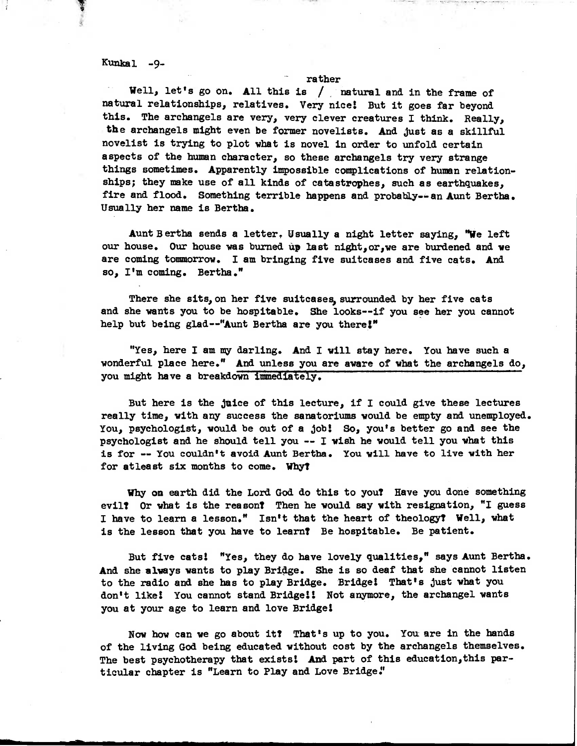Well, let's go on. All this is rather natural and in the frame of natural relationships, relatives. Very nice! But it goes far beyond this. The archangels are very, very clever creatures I think. Really, the archangels might even be former novelists. And just as a skillful novelist is trying to plot what is novel in order to unfold certain aspects of the human character, so these archangels try very strange things sometimes. Apparently impossible complications of human relationships; they make use of all kinds of catastrophes, such as earthquakes, fire and flood. Something terrible happens and probably--an Aunt Bertha. Usually her name is Bertha.

Aunt Bertha sends a letter. Usually a night letter saying, "We left our house. Our house was burned up last night,or,we are burdened and we are coming tommorrow. I am bringing five suitcases and five cats. And so, I'm coming. Bertha."

There she sits,on her five suitcases, surrounded by her five cats and she wants you to be hospitable. She looks--if you see her you cannot help but being glad--"Aunt Bertha are you there!"

"Yes, here I am my darling. And I will stay here. You have such a wonderful place here." And unless you are aware of what the archangels do, you might have a breakdown immediately.

But here is the juice of this lecture, if I could give these lectures really time, with any success the sanatoriums would be empty and unemployed. You, psychologist, would be out of a job! So, you's better go and see the psychologist and he should tell you -- I wish he would tell you what this is for -- You couldn't avoid Aunt Bertha. You will have to live with her for atleast six months to come. Why?

Why on earth did the Lord God do this to you? Have you done something evil? Or what is the reason? Then he would say with resignation, "I guess I have to learn a lesson." Isn't that the heart of theology? Well, what is the lesson that you have to learn? Be hospitable. Be patient.

But five cats! "Yes, they do have lovely qualities," says Aunt Bertha. And she always wants to play Bridge. She is so deaf that she cannot listen to the radio and she has to play Bridge. Bridge! That's just what you don't like! You cannot stand Bridge!! Not anymore, the archangel wants you at your age to learn and love Bridge!

Now how can we go about it? That's up to you. You are in the hands of the living God being educated without cost by the archangels themselves. The best psychotherapy that exists! And part of this education,this particular chapter is "Learn to Play and Love Bridge."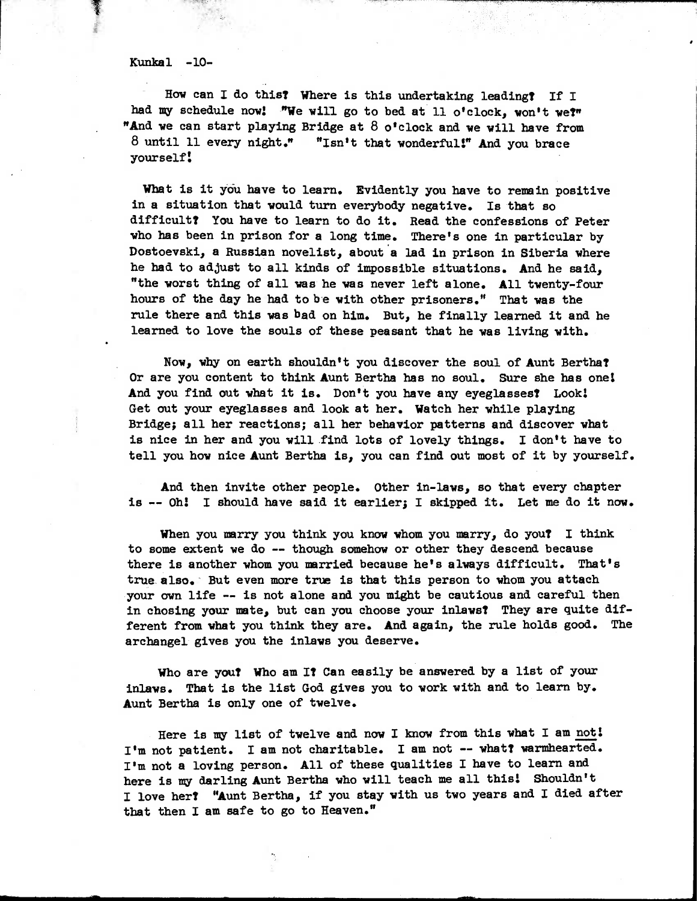How can I do this? Where is this undertaking leading? If I had my schedule now! "We will go to bed at 11 o'clock, won't we?" "And we can start playing Bridge at 8 o'clock and we will have from 8 until 11 every night." "Isn't that wonderful!" And you brace yourself!

What is it you have to learn. Evidently you have to remain positive in a situation that would turn everybody negative. Is that so difficult? You have to learn to do it. Read the confessions of Peter who has been in prison for a long time. There's one in particular by Dostoevski, a Russian novelist, about a lad in prison in Siberia where he had to adjust to all kinds of impossible situations. And he said, "the worst thing of all was he was never left alone. All twenty-four hours of the day he had to be with other prisoners." That was the rule there and this was bad on him. But, he finally learned it and he learned to love the souls of these peasant that he was living with.

Now, why on earth shouldn't you discover the soul of Aunt Bertha? Or are you content to think Aunt Bertha has no soul. Sure she has one! And you find out what it is. Don't you have any eyeglasses? Look! Get out your eyeglasses and look at her. Watch her while playing Bridge; all her reactions; all her behavior patterns and discover what is nice in her and you will find lots of lovely things. I don't have to tell you how nice Aunt Bertha is, you can find out most of it by yourself.

And then invite other people. Other in-laws, so that every chapter is -- Oh! I should have said it earlier; I skipped it. Let me do it now.

When you marry you think you know whom you marry, do you? I think to some extent we do -- though somehow or other they descend because there is another whom you married because he's always difficult. That's true also. But even more true is that this person to whom you attach your own life -- is not alone and you might be cautious and careful then in chosing your mate, but can you choose your inlaws? They are quite different from what you think they are. And again, the rule holds good. The archangel gives you the inlaws you deserve.

Who are you? Who am I? Can easily be answered by a list of your inlaws. That is the list God gives you to work with and to learn by. Aunt Bertha is only one of twelve.

Here is my list of twelve and now I know from this what I am <u>not</u>! I'm not patient. I am not charitable. I am not -- what? warmhearted. I'm not a loving person. All of these qualities I have to learn and here is my darling Aunt Bertha who will teach me all this! Shouldn't I love her? "Aunt Bertha, if you stay with us two years and I died after that then I am safe to go to Heaven."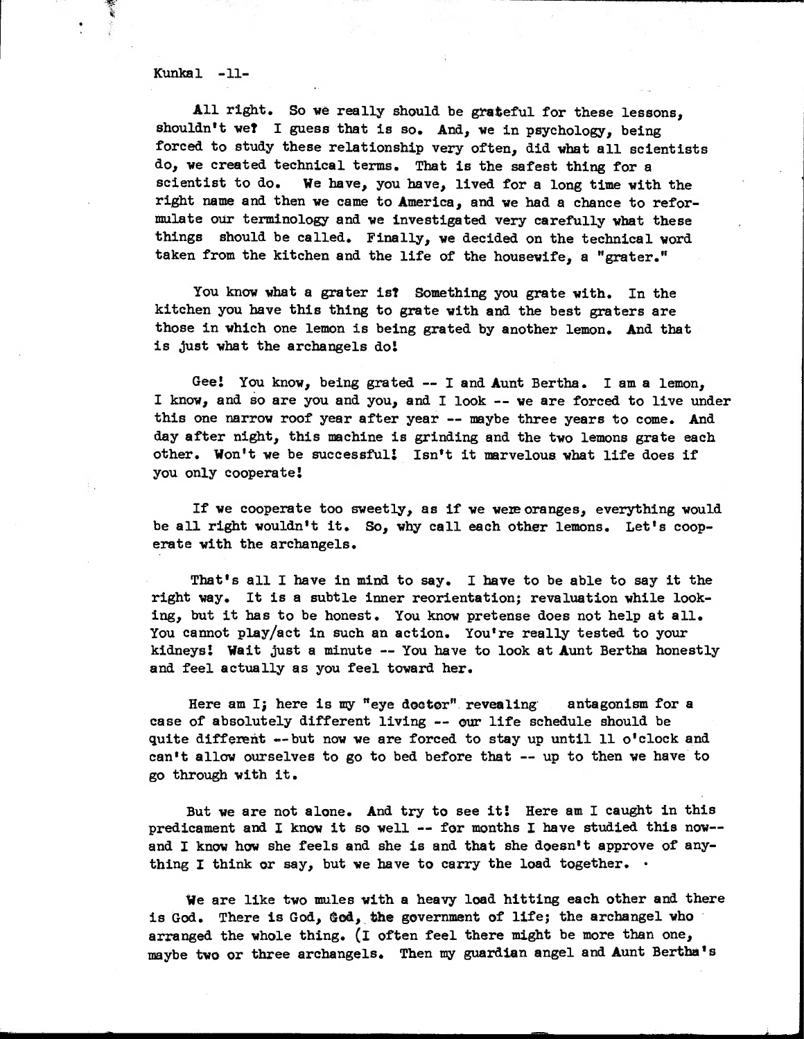All right. So we really should be grateful for these lessons, shouldn't we? I guess that is so. And, we in psychology, being forced to study these relationship very often, did what all scientists do, we created technical terms. That is the safest thing for a scientist to do. We have, you have, lived for a long time with the right name and then we came to America, and we had a chance to reformulate our terminology and we investigated very carefully what these things should be called. Finally, we decided on the technical word taken from the kitchen and the life of the housewife, a "grater."

You know what a grater is? Something you grate with. In the kitchen you have this thing to grate with and the best graters are those in which one lemon is being grated by another lemon. And that is just what the archangels do!

Gee! You know, being grated -- I and Aunt Bertha. I am a lemon, I know, and so are you and you, and I look -- we are forced to live under this one narrow roof year after year -- maybe three years to come. And day after night, this machine is grinding and the two lemons grate each other. Won't we be successful! Isn't it marvelous what life does if you only cooperate!

If we cooperate too sweetly, as if we were oranges, everything would be all right wouldn't it. So, why call each other lemons. Let's cooperate with the archangels.

That's all I have in mind to say. I have to be able to say it the right way. It is a subtle inner reorientation; revaluation while looking, but it has to be honest. You know pretense does not help at all. You cannot play/act in such an action. You're really tested to your kidneys! Wait just a minute -- You have to look at Aunt Bertha honestly and feel actually as you feel toward her.

Here am I; here is my "eye doctor" revealing antagonism for a case of absolutely different living -- our life schedule should be quite different --but now we are forced to stay up until 11 o'clock and can't allow ourselves to go to bed before that -- up to then we have to go through with it.

But we are not alone. And try to see it! Here am I caught in this predicament and I know it so well -- for months I have studied this now-- and I know how she feels and she is and that she doesn't approve of anything I think or say, but we have to carry the load together. ·

We are like two mules with a heavy load hitting each other and there is God. There is God, God, the government of life; the archangel who arranged the whole thing. (I often feel there might be more than one, maybe two or three archangels. Then my guardian angel and Aunt Bertha's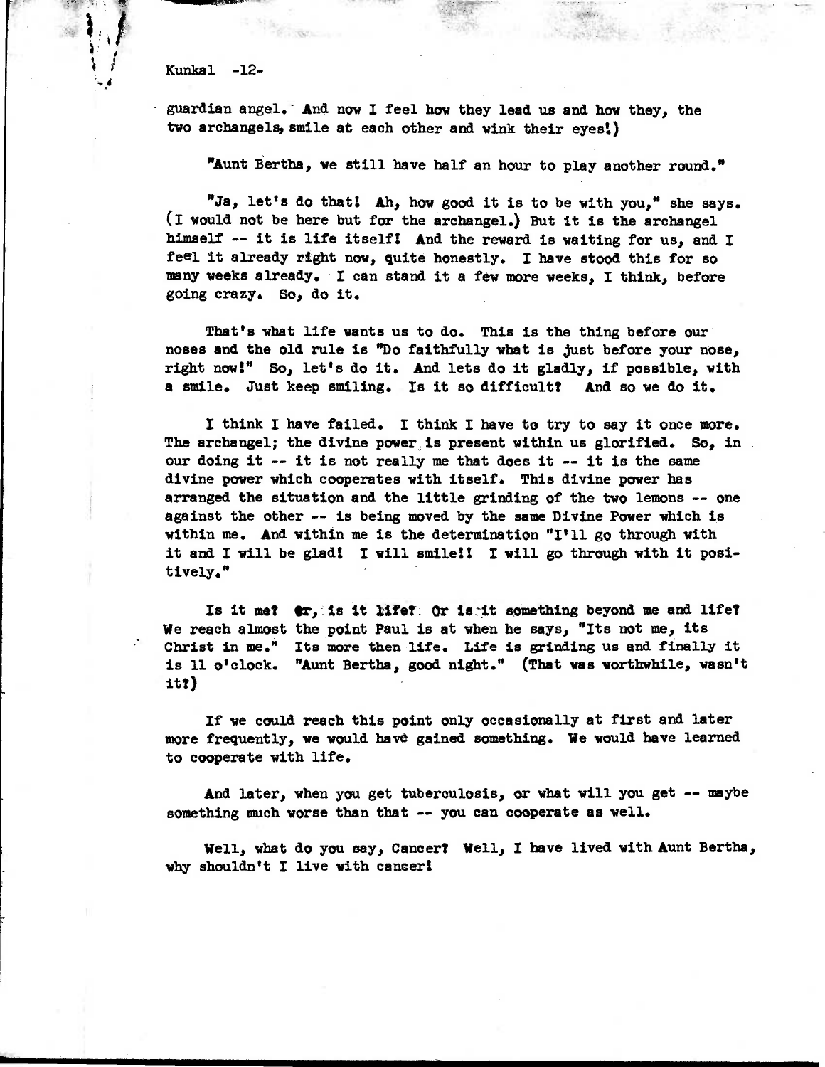guardian angel. And now I feel how they lead us and how they, the two archangels, smile at each other and wink their eyes!)

"Aunt Bertha, we still have half an hour to play another round."

"Ja, let's do that! Ah, how good it is to be with you," she says. (I would not be here but for the archangel.) But it is the archangel himself -- it is life itself! And the reward is waiting for us, and I feel it already right now, quite honestly. I have stood this for so many weeks already. I can stand it a few more weeks, I think, before going crazy. So, do it.

That's what life wants us to do. This is the thing before our noses and the old rule is "Do faithfully what is just before your nose, right now!" So, let's do it. And lets do it gladly, if possible, with a smile. Just keep smiling. Is it so difficult? And so we do it.

I think I have failed. I think I have to try to say it once more. The archangel; the divine power is present within us glorified. So, in our doing it -- it is not really me that does it -- it is the same divine power which cooperates with itself. This divine power has arranged the situation and the little grinding of the two lemons -- one against the other -- is being moved by the same Divine Power which is within me. And within me is the determination "I'll go through with it and I will be glad! I will smile!! I will go through with it positively."

Is it me? Or, is it life? Or is it something beyond me and life? We reach almost the point Paul is at when he says, "Its not me, its Christ in me." Its more then life. Life is grinding us and finally it is 11 o'clock. "Aunt Bertha, good night." (That was worthwhile, wasn't it?)

If we could reach this point only occasionally at first and later more frequently, we would have gained something. We would have learned to cooperate with life.

And later, when you get tuberculosis, or what will you get -- maybe something much worse than that -- you can cooperate as well.

Well, what do you say, Cancer? Well, I have lived with Aunt Bertha, why shouldn't I live with cancer!